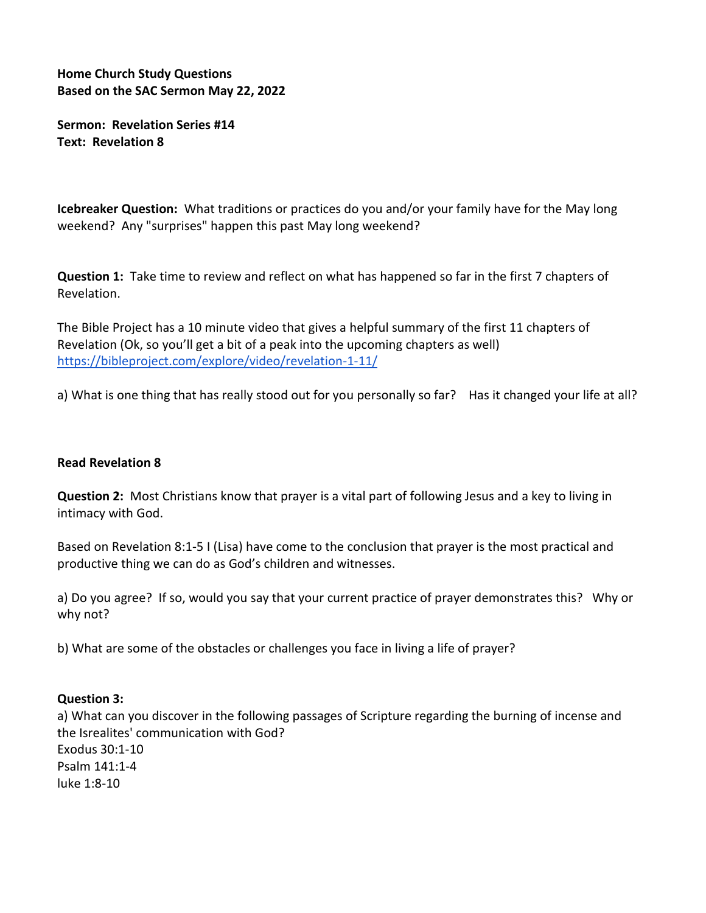**Home Church Study Questions**
**Based on the SAC Sermon May 22, 2022**

**Sermon: Revelation Series #14**
**Text: Revelation 8**

**Icebreaker Question:** What traditions or practices do you and/or your family have for the May long weekend? Any "surprises" happen this past May long weekend?

**Question 1:** Take time to review and reflect on what has happened so far in the first 7 chapters of Revelation.

The Bible Project has a 10 minute video that gives a helpful summary of the first 11 chapters of Revelation (Ok, so you'll get a bit of a peak into the upcoming chapters as well)
https://bibleproject.com/explore/video/revelation-1-11/

a) What is one thing that has really stood out for you personally so far? Has it changed your life at all?

**Read Revelation 8**

**Question 2:** Most Christians know that prayer is a vital part of following Jesus and a key to living in intimacy with God.

Based on Revelation 8:1-5 I (Lisa) have come to the conclusion that prayer is the most practical and productive thing we can do as God's children and witnesses.

a) Do you agree? If so, would you say that your current practice of prayer demonstrates this? Why or why not?

b) What are some of the obstacles or challenges you face in living a life of prayer?

**Question 3:**
a) What can you discover in the following passages of Scripture regarding the burning of incense and the Isrealites' communication with God?
Exodus 30:1-10
Psalm 141:1-4
luke 1:8-10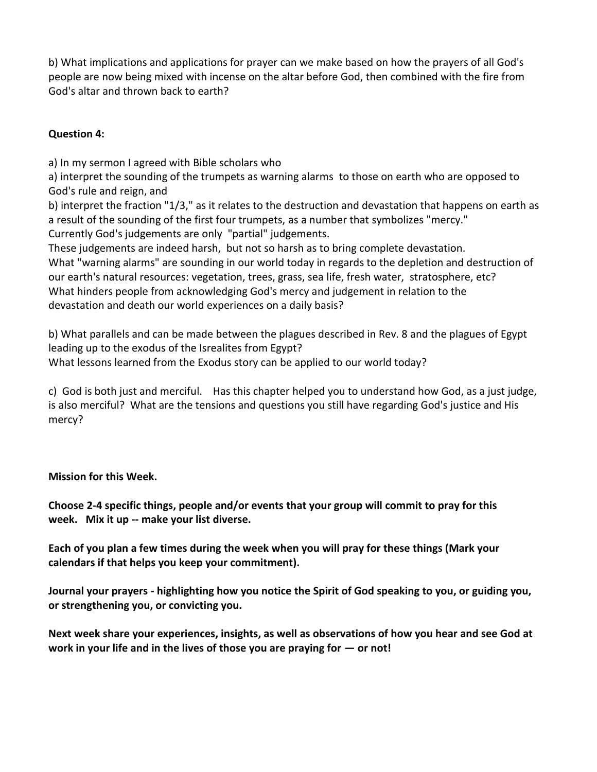b) What implications and applications for prayer can we make based on how the prayers of all God's people are now being mixed with incense on the altar before God, then combined with the fire from God's altar and thrown back to earth?

**Question 4:**

a) In my sermon I agreed with Bible scholars who
a) interpret the sounding of the trumpets as warning alarms to those on earth who are opposed to God's rule and reign, and
b) interpret the fraction "1/3," as it relates to the destruction and devastation that happens on earth as a result of the sounding of the first four trumpets, as a number that symbolizes "mercy."
Currently God's judgements are only "partial" judgements.
These judgements are indeed harsh, but not so harsh as to bring complete devastation.
What "warning alarms" are sounding in our world today in regards to the depletion and destruction of our earth's natural resources: vegetation, trees, grass, sea life, fresh water, stratosphere, etc?
What hinders people from acknowledging God's mercy and judgement in relation to the devastation and death our world experiences on a daily basis?

b) What parallels and can be made between the plagues described in Rev. 8 and the plagues of Egypt leading up to the exodus of the Isrealites from Egypt?
What lessons learned from the Exodus story can be applied to our world today?

c) God is both just and merciful. Has this chapter helped you to understand how God, as a just judge, is also merciful? What are the tensions and questions you still have regarding God's justice and His mercy?

**Mission for this Week.**

**Choose 2-4 specific things, people and/or events that your group will commit to pray for this week. Mix it up -- make your list diverse.**

**Each of you plan a few times during the week when you will pray for these things (Mark your calendars if that helps you keep your commitment).**

**Journal your prayers - highlighting how you notice the Spirit of God speaking to you, or guiding you, or strengthening you, or convicting you.**

**Next week share your experiences, insights, as well as observations of how you hear and see God at work in your life and in the lives of those you are praying for — or not!**